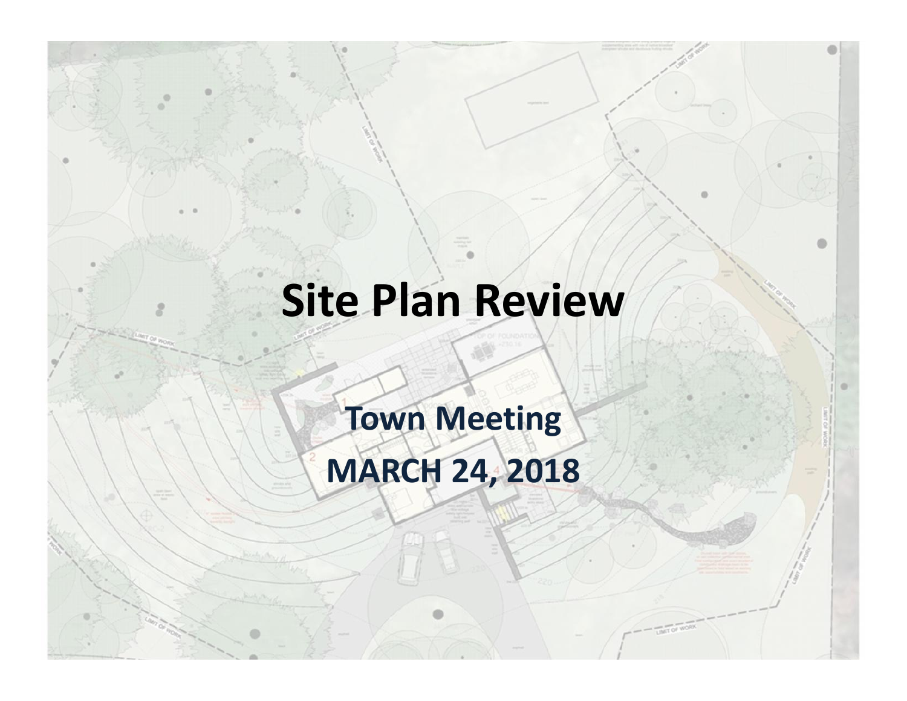# Site Plan Review

## Town Meeting

## MARCH 24, 2018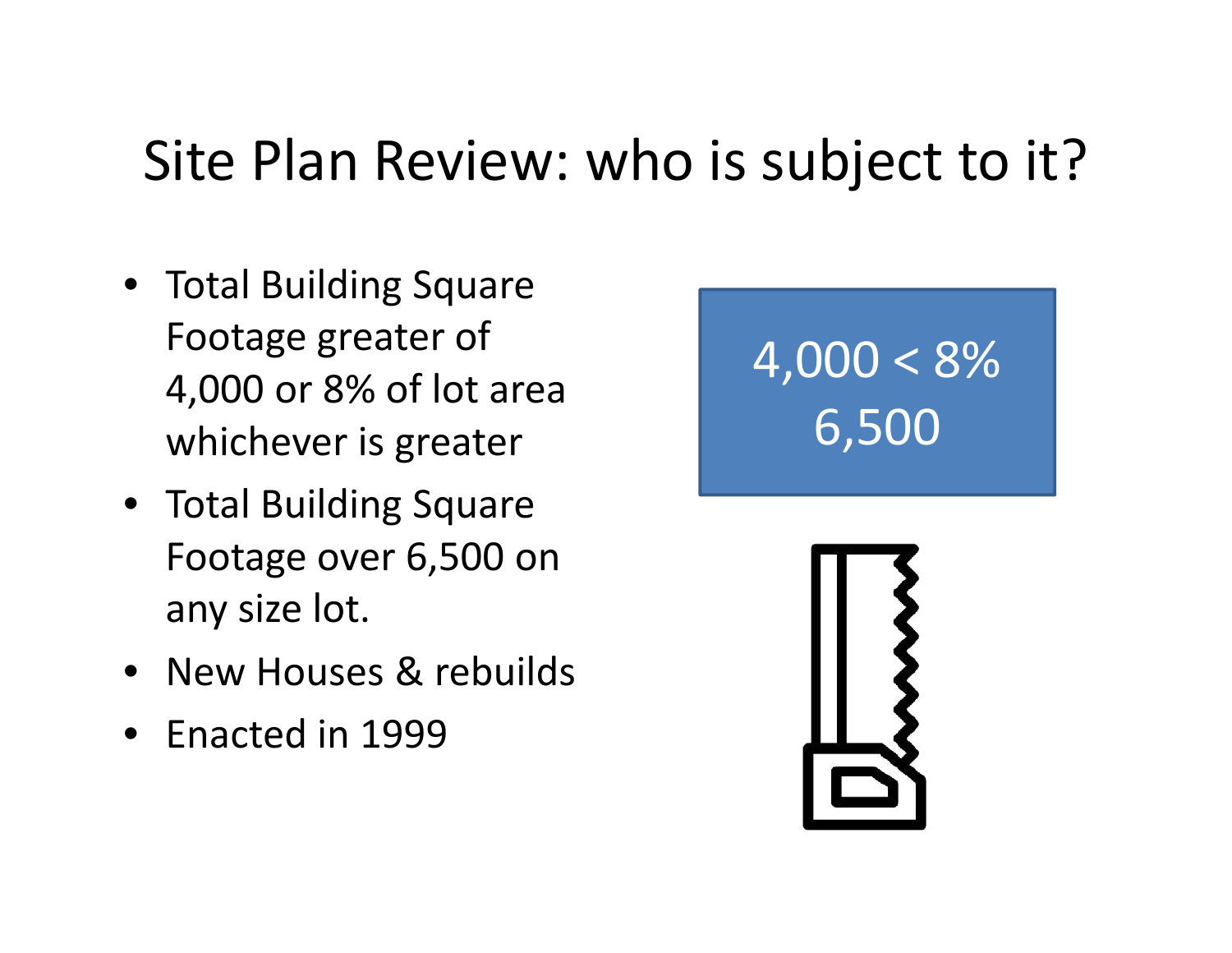# Site Plan Review: who is subject to it?

- Total Building Square Footage greater of 4,000 or 8% of lot area whichever is greater
- Total Building Square Footage over 6,500 on any size lot.
- New Houses & rebuilds
- Enacted in 1999

4,000 < 8%

6,500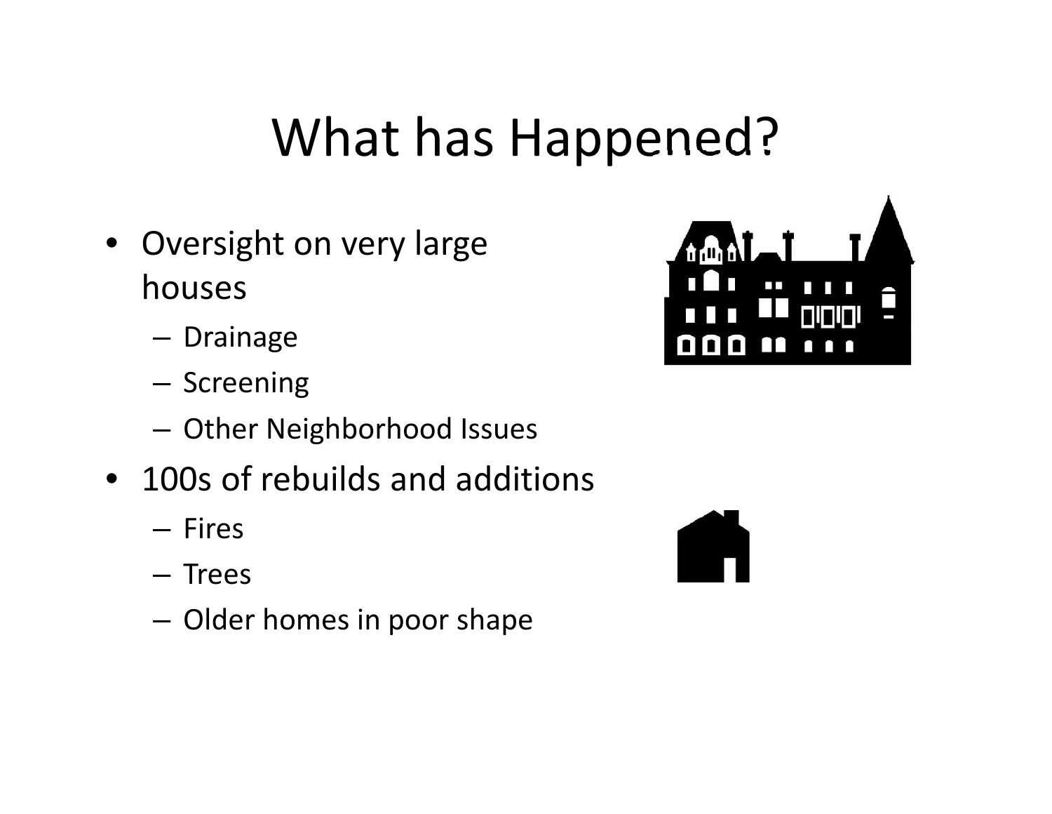# What has Happened?

- Oversight on very large houses
  - Drainage
  - Screening
  - Other Neighborhood Issues
- 100s of rebuilds and additions
  - Fires
  - Trees
  - Older homes in poor shape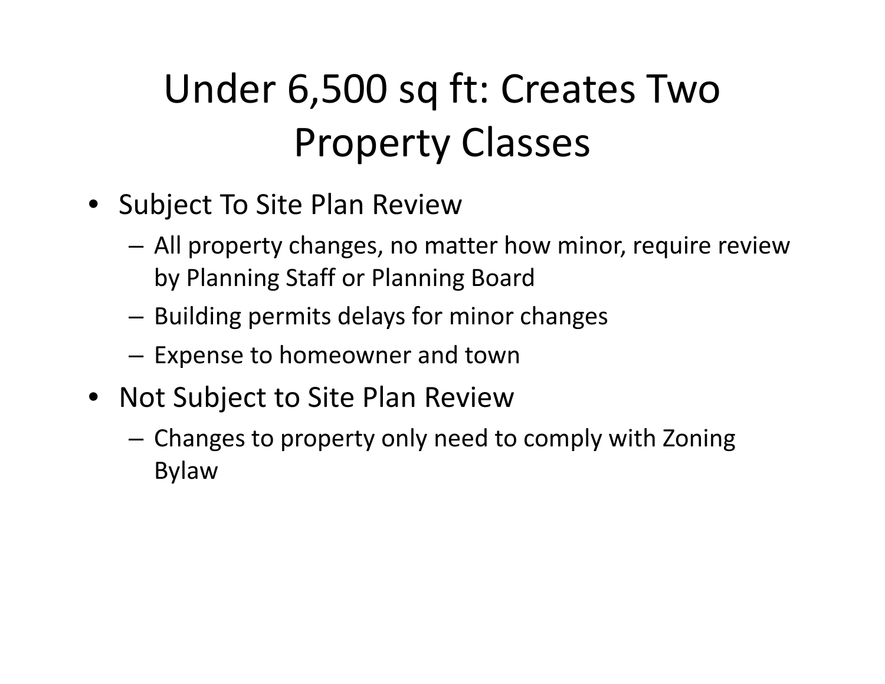# Under 6,500 sq ft: Creates Two Property Classes

- Subject To Site Plan Review
  - All property changes, no matter how minor, require review by Planning Staff or Planning Board
  - Building permits delays for minor changes
  - Expense to homeowner and town
- Not Subject to Site Plan Review
  - Changes to property only need to comply with Zoning Bylaw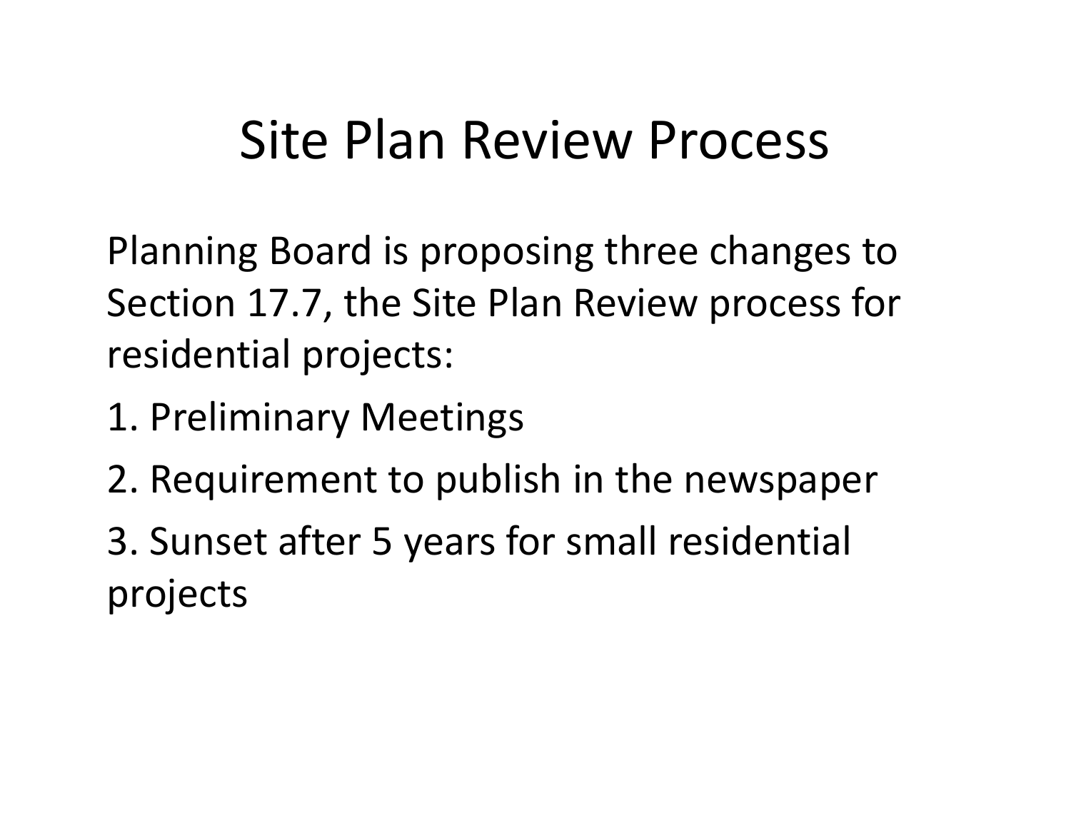# Site Plan Review Process

Planning Board is proposing three changes to Section 17.7, the Site Plan Review process for residential projects:

1. Preliminary Meetings
2. Requirement to publish in the newspaper
3. Sunset after 5 years for small residential projects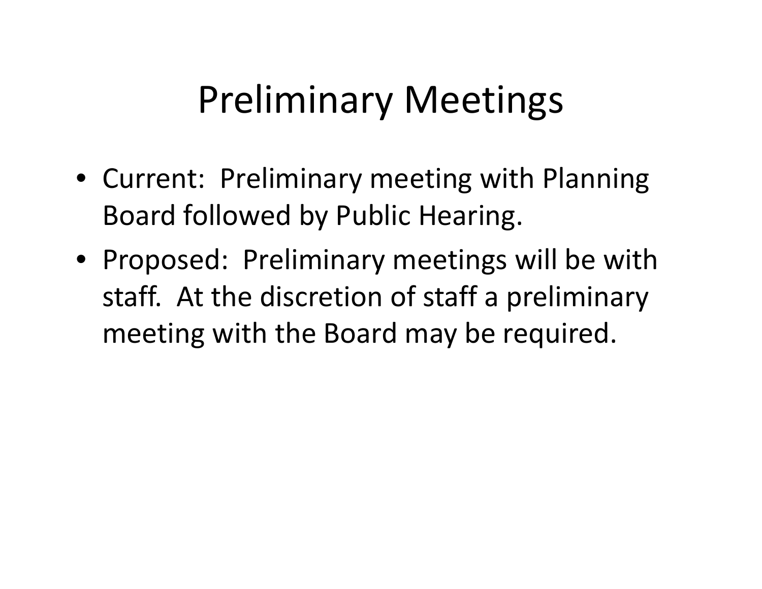# Preliminary Meetings

- Current: Preliminary meeting with Planning Board followed by Public Hearing.
- Proposed: Preliminary meetings will be with staff. At the discretion of staff a preliminary meeting with the Board may be required.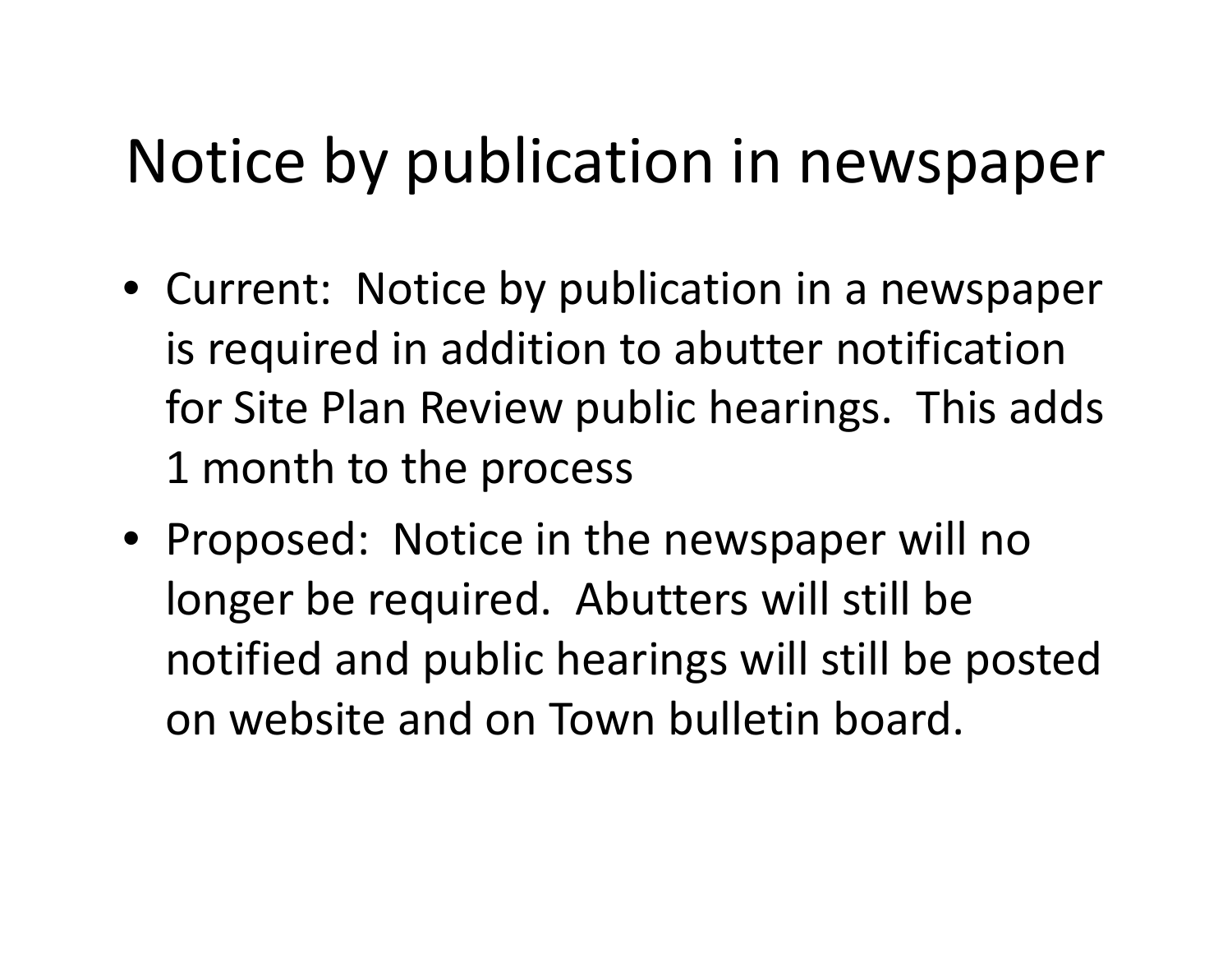# Notice by publication in newspaper

- Current: Notice by publication in a newspaper is required in addition to abutter notification for Site Plan Review public hearings. This adds 1 month to the process
- Proposed: Notice in the newspaper will no longer be required. Abutters will still be notified and public hearings will still be posted on website and on Town bulletin board.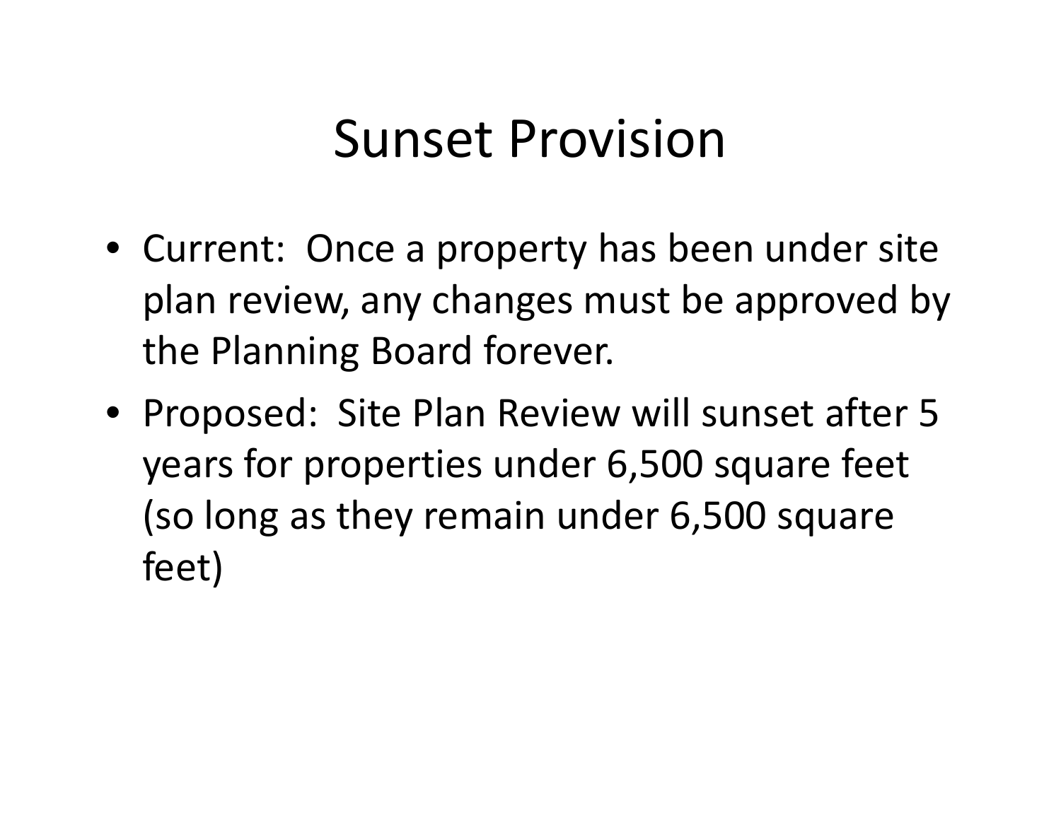# Sunset Provision

- Current: Once a property has been under site plan review, any changes must be approved by the Planning Board forever.
- Proposed: Site Plan Review will sunset after 5 years for properties under 6,500 square feet (so long as they remain under 6,500 square feet)